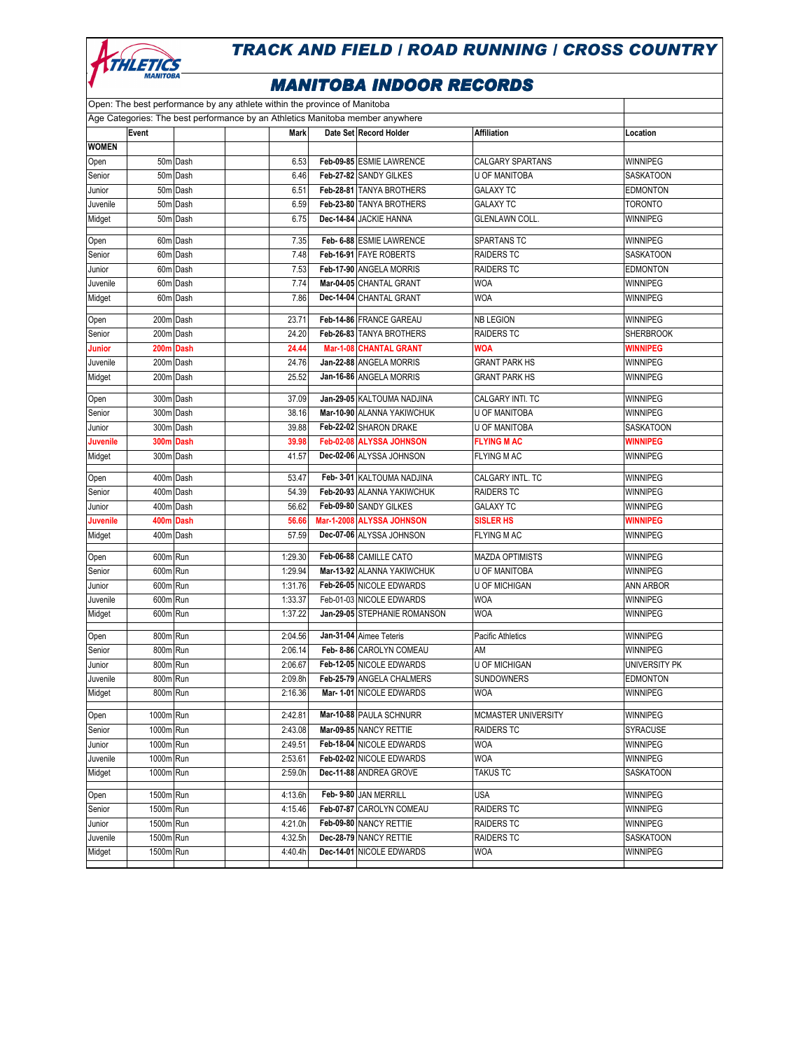# TRACK AND FIELD / ROAD RUNNING / CROSS COUNTRY

## MANITOBA INDOOR RECORDS

Open: The best performance by any athlete within the province of Manitoba

Age Categories: The best performance by an Athletics Manitoba member anywhere

| | Event | | Mark | Date Set | Record Holder | Affiliation | Location |
|---|---|---|---|---|---|---|---|
| **WOMEN** | | | | | | | |
| Open | 50m | Dash | 6.53 | Feb-09-85 | ESMIE LAWRENCE | CALGARY SPARTANS | WINNIPEG |
| Senior | 50m | Dash | 6.46 | Feb-27-82 | SANDY GILKES | U OF MANITOBA | SASKATOON |
| Junior | 50m | Dash | 6.51 | Feb-28-81 | TANYA BROTHERS | GALAXY TC | EDMONTON |
| Juvenile | 50m | Dash | 6.59 | Feb-23-80 | TANYA BROTHERS | GALAXY TC | TORONTO |
| Midget | 50m | Dash | 6.75 | Dec-14-84 | JACKIE HANNA | GLENLAWN COLL. | WINNIPEG |
| | | | | | | | |
| Open | 60m | Dash | 7.35 | Feb- 6-88 | ESMIE LAWRENCE | SPARTANS TC | WINNIPEG |
| Senior | 60m | Dash | 7.48 | Feb-16-91 | FAYE ROBERTS | RAIDERS TC | SASKATOON |
| Junior | 60m | Dash | 7.53 | Feb-17-90 | ANGELA MORRIS | RAIDERS TC | EDMONTON |
| Juvenile | 60m | Dash | 7.74 | Mar-04-05 | CHANTAL GRANT | WOA | WINNIPEG |
| Midget | 60m | Dash | 7.86 | Dec-14-04 | CHANTAL GRANT | WOA | WINNIPEG |
| | | | | | | | |
| Open | 200m | Dash | 23.71 | Feb-14-86 | FRANCE GAREAU | NB LEGION | WINNIPEG |
| Senior | 200m | Dash | 24.20 | Feb-26-83 | TANYA BROTHERS | RAIDERS TC | SHERBROOK |
| **Junior** | **200m** | **Dash** | **24.44** | **Mar-1-08** | **CHANTAL GRANT** | **WOA** | **WINNIPEG** |
| Juvenile | 200m | Dash | 24.76 | Jan-22-88 | ANGELA MORRIS | GRANT PARK HS | WINNIPEG |
| Midget | 200m | Dash | 25.52 | Jan-16-86 | ANGELA MORRIS | GRANT PARK HS | WINNIPEG |
| | | | | | | | |
| Open | 300m | Dash | 37.09 | Jan-29-05 | KALTOUMA NADJINA | CALGARY INTI. TC | WINNIPEG |
| Senior | 300m | Dash | 38.16 | Mar-10-90 | ALANNA YAKIWCHUK | U OF MANITOBA | WINNIPEG |
| Junior | 300m | Dash | 39.88 | Feb-22-02 | SHARON DRAKE | U OF MANITOBA | SASKATOON |
| **Juvenile** | **300m** | **Dash** | **39.98** | **Feb-02-08** | **ALYSSA JOHNSON** | **FLYING M AC** | **WINNIPEG** |
| Midget | 300m | Dash | 41.57 | Dec-02-06 | ALYSSA JOHNSON | FLYING M AC | WINNIPEG |
| | | | | | | | |
| Open | 400m | Dash | 53.47 | Feb- 3-01 | KALTOUMA NADJINA | CALGARY INTL. TC | WINNIPEG |
| Senior | 400m | Dash | 54.39 | Feb-20-93 | ALANNA YAKIWCHUK | RAIDERS TC | WINNIPEG |
| Junior | 400m | Dash | 56.62 | Feb-09-80 | SANDY GILKES | GALAXY TC | WINNIPEG |
| **Juvenile** | **400m** | **Dash** | **56.66** | **Mar-1-2008** | **ALYSSA JOHNSON** | **SISLER HS** | **WINNIPEG** |
| Midget | 400m | Dash | 57.59 | Dec-07-06 | ALYSSA JOHNSON | FLYING M AC | WINNIPEG |
| | | | | | | | |
| Open | 600m | Run | 1:29.30 | Feb-06-88 | CAMILLE CATO | MAZDA OPTIMISTS | WINNIPEG |
| Senior | 600m | Run | 1:29.94 | Mar-13-92 | ALANNA YAKIWCHUK | U OF MANITOBA | WINNIPEG |
| Junior | 600m | Run | 1:31.76 | Feb-26-05 | NICOLE EDWARDS | U OF MICHIGAN | ANN ARBOR |
| Juvenile | 600m | Run | 1:33.37 | Feb-01-03 | NICOLE EDWARDS | WOA | WINNIPEG |
| Midget | 600m | Run | 1:37.22 | Jan-29-05 | STEPHANIE ROMANSON | WOA | WINNIPEG |
| | | | | | | | |
| Open | 800m | Run | 2:04.56 | Jan-31-04 | Aimee Teteris | Pacific Athletics | WINNIPEG |
| Senior | 800m | Run | 2:06.14 | Feb- 8-86 | CAROLYN COMEAU | AM | WINNIPEG |
| Junior | 800m | Run | 2:06.67 | Feb-12-05 | NICOLE EDWARDS | U OF MICHIGAN | UNIVERSITY PK |
| Juvenile | 800m | Run | 2:09.8h | Feb-25-79 | ANGELA CHALMERS | SUNDOWNERS | EDMONTON |
| Midget | 800m | Run | 2:16.36 | Mar- 1-01 | NICOLE EDWARDS | WOA | WINNIPEG |
| | | | | | | | |
| Open | 1000m | Run | 2:42.81 | Mar-10-88 | PAULA SCHNURR | MCMASTER UNIVERSITY | WINNIPEG |
| Senior | 1000m | Run | 2:43.08 | Mar-09-85 | NANCY RETTIE | RAIDERS TC | SYRACUSE |
| Junior | 1000m | Run | 2:49.51 | Feb-18-04 | NICOLE EDWARDS | WOA | WINNIPEG |
| Juvenile | 1000m | Run | 2:53.61 | Feb-02-02 | NICOLE EDWARDS | WOA | WINNIPEG |
| Midget | 1000m | Run | 2:59.0h | Dec-11-88 | ANDREA GROVE | TAKUS TC | SASKATOON |
| | | | | | | | |
| Open | 1500m | Run | 4:13.6h | Feb- 9-80 | JAN MERRILL | USA | WINNIPEG |
| Senior | 1500m | Run | 4:15.46 | Feb-07-87 | CAROLYN COMEAU | RAIDERS TC | WINNIPEG |
| Junior | 1500m | Run | 4:21.0h | Feb-09-80 | NANCY RETTIE | RAIDERS TC | WINNIPEG |
| Juvenile | 1500m | Run | 4:32.5h | Dec-28-79 | NANCY RETTIE | RAIDERS TC | SASKATOON |
| Midget | 1500m | Run | 4:40.4h | Dec-14-01 | NICOLE EDWARDS | WOA | WINNIPEG |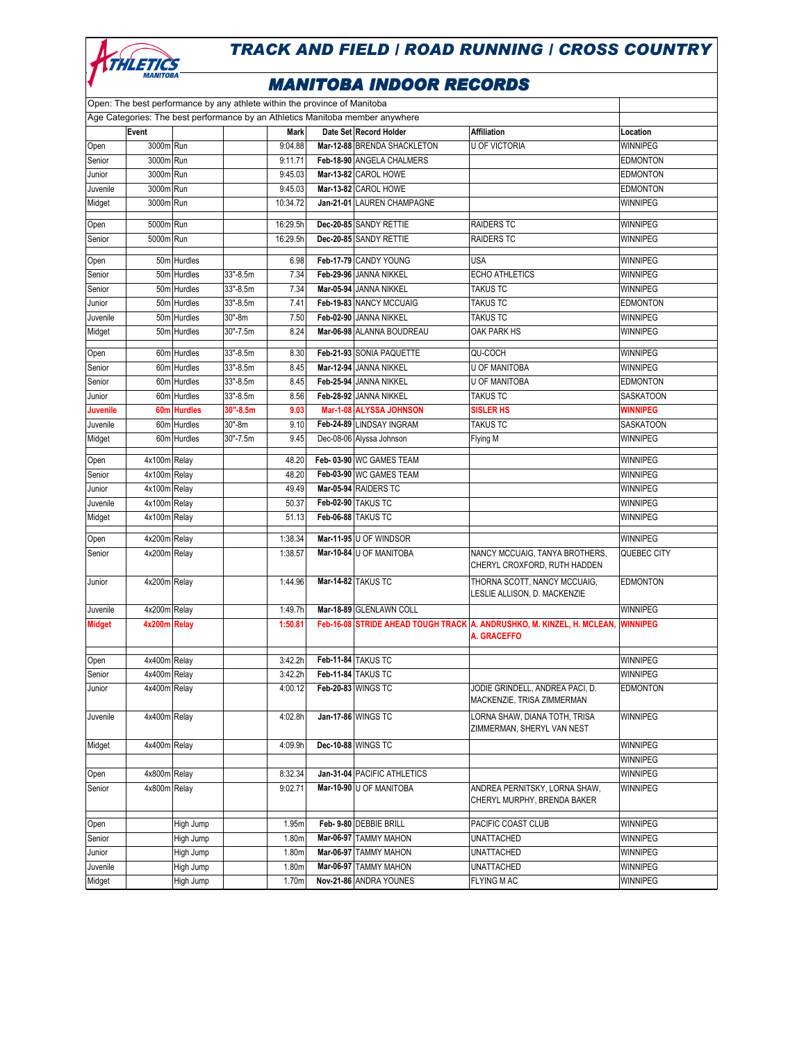# TRACK AND FIELD / ROAD RUNNING / CROSS COUNTRY

## MANITOBA INDOOR RECORDS

Open: The best performance by any athlete within the province of Manitoba

Age Categories: The best performance by an Athletics Manitoba member anywhere

| | Event | | | Mark | Date Set | Record Holder | Affiliation | Location |
|---|---|---|---|---|---|---|---|---|
| Open | 3000m | Run | | 9:04.88 | Mar-12-88 | BRENDA SHACKLETON | U OF VICTORIA | WINNIPEG |
| Senior | 3000m | Run | | 9:11.71 | Feb-18-90 | ANGELA CHALMERS | | EDMONTON |
| Junior | 3000m | Run | | 9:45.03 | Mar-13-82 | CAROL HOWE | | EDMONTON |
| Juvenile | 3000m | Run | | 9:45.03 | Mar-13-82 | CAROL HOWE | | EDMONTON |
| Midget | 3000m | Run | | 10:34.72 | Jan-21-01 | LAUREN CHAMPAGNE | | WINNIPEG |
| | | | | | | | | |
| Open | 5000m | Run | | 16:29.5h | Dec-20-85 | SANDY RETTIE | RAIDERS TC | WINNIPEG |
| Senior | 5000m | Run | | 16:29.5h | Dec-20-85 | SANDY RETTIE | RAIDERS TC | WINNIPEG |
| | | | | | | | | |
| Open | 50m | Hurdles | | 6.98 | Feb-17-79 | CANDY YOUNG | USA | WINNIPEG |
| Senior | 50m | Hurdles | 33"-8.5m | 7.34 | Feb-29-96 | JANNA NIKKEL | ECHO ATHLETICS | WINNIPEG |
| Senior | 50m | Hurdles | 33"-8.5m | 7.34 | Mar-05-94 | JANNA NIKKEL | TAKUS TC | WINNIPEG |
| Junior | 50m | Hurdles | 33"-8.5m | 7.41 | Feb-19-83 | NANCY MCCUAIG | TAKUS TC | EDMONTON |
| Juvenile | 50m | Hurdles | 30"-8m | 7.50 | Feb-02-90 | JANNA NIKKEL | TAKUS TC | WINNIPEG |
| Midget | 50m | Hurdles | 30"-7.5m | 8.24 | Mar-06-98 | ALANNA BOUDREAU | OAK PARK HS | WINNIPEG |
| | | | | | | | | |
| Open | 60m | Hurdles | 33"-8.5m | 8.30 | Feb-21-93 | SONIA PAQUETTE | QU-COCH | WINNIPEG |
| Senior | 60m | Hurdles | 33"-8.5m | 8.45 | Mar-12-94 | JANNA NIKKEL | U OF MANITOBA | WINNIPEG |
| Senior | 60m | Hurdles | 33"-8.5m | 8.45 | Feb-25-94 | JANNA NIKKEL | U OF MANITOBA | EDMONTON |
| Junior | 60m | Hurdles | 33"-8.5m | 8.56 | Feb-28-92 | JANNA NIKKEL | TAKUS TC | SASKATOON |
| **Juvenile** | **60m** | **Hurdles** | **30"-8.5m** | **9.03** | **Mar-1-08** | **ALYSSA JOHNSON** | **SISLER HS** | **WINNIPEG** |
| Juvenile | 60m | Hurdles | 30"-8m | 9.10 | Feb-24-89 | LINDSAY INGRAM | TAKUS TC | SASKATOON |
| Midget | 60m | Hurdles | 30"-7.5m | 9.45 | Dec-08-06 | Alyssa Johnson | Flying M | WINNIPEG |
| | | | | | | | | |
| Open | 4x100m | Relay | | 48.20 | Feb- 03-90 | WC GAMES TEAM | | WINNIPEG |
| Senior | 4x100m | Relay | | 48.20 | Feb-03-90 | WC GAMES TEAM | | WINNIPEG |
| Junior | 4x100m | Relay | | 49.49 | Mar-05-94 | RAIDERS TC | | WINNIPEG |
| Juvenile | 4x100m | Relay | | 50.37 | Feb-02-90 | TAKUS TC | | WINNIPEG |
| Midget | 4x100m | Relay | | 51.13 | Feb-06-88 | TAKUS TC | | WINNIPEG |
| | | | | | | | | |
| Open | 4x200m | Relay | | 1:38.34 | Mar-11-95 | U OF WINDSOR | | WINNIPEG |
| Senior | 4x200m | Relay | | 1:38.57 | Mar-10-84 | U OF MANITOBA | NANCY MCCUAIG, TANYA BROTHERS, CHERYL CROXFORD, RUTH HADDEN | QUEBEC CITY |
| Junior | 4x200m | Relay | | 1:44.96 | Mar-14-82 | TAKUS TC | THORNA SCOTT, NANCY MCCUAIG, LESLIE ALLISON, D. MACKENZIE | EDMONTON |
| Juvenile | 4x200m | Relay | | 1:49.7h | Mar-18-89 | GLENLAWN COLL | | WINNIPEG |
| **Midget** | **4x200m** | **Relay** | | **1:50.81** | **Feb-16-08** | **STRIDE AHEAD TOUGH TRACK** | **A. ANDRUSHKO, M. KINZEL, H. MCLEAN, A. GRACEFFO** | **WINNIPEG** |
| | | | | | | | | |
| Open | 4x400m | Relay | | 3:42.2h | Feb-11-84 | TAKUS TC | | WINNIPEG |
| Senior | 4x400m | Relay | | 3:42.2h | Feb-11-84 | TAKUS TC | | WINNIPEG |
| Junior | 4x400m | Relay | | 4:00.12 | Feb-20-83 | WINGS TC | JODIE GRINDELL, ANDREA PACI, D. MACKENZIE, TRISA ZIMMERMAN | EDMONTON |
| Juvenile | 4x400m | Relay | | 4:02.8h | Jan-17-86 | WINGS TC | LORNA SHAW, DIANA TOTH, TRISA ZIMMERMAN, SHERYL VAN NEST | WINNIPEG |
| Midget | 4x400m | Relay | | 4:09.9h | Dec-10-88 | WINGS TC | | WINNIPEG |
| | | | | | | | | WINNIPEG |
| Open | 4x800m | Relay | | 8:32.34 | Jan-31-04 | PACIFIC ATHLETICS | | WINNIPEG |
| Senior | 4x800m | Relay | | 9:02.71 | Mar-10-90 | U OF MANITOBA | ANDREA PERNITSKY, LORNA SHAW, CHERYL MURPHY, BRENDA BAKER | WINNIPEG |
| | | | | | | | | |
| Open | | High Jump | | 1.95m | Feb- 9-80 | DEBBIE BRILL | PACIFIC COAST CLUB | WINNIPEG |
| Senior | | High Jump | | 1.80m | Mar-06-97 | TAMMY MAHON | UNATTACHED | WINNIPEG |
| Junior | | High Jump | | 1.80m | Mar-06-97 | TAMMY MAHON | UNATTACHED | WINNIPEG |
| Juvenile | | High Jump | | 1.80m | Mar-06-97 | TAMMY MAHON | UNATTACHED | WINNIPEG |
| Midget | | High Jump | | 1.70m | Nov-21-86 | ANDRA YOUNES | FLYING M AC | WINNIPEG |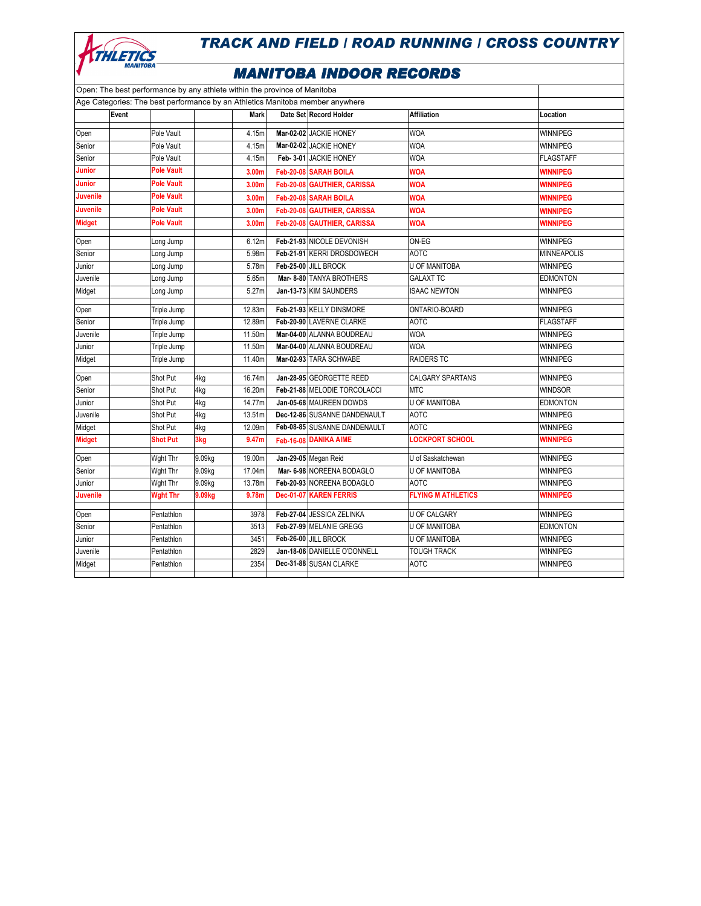# TRACK AND FIELD / ROAD RUNNING / CROSS COUNTRY

## MANITOBA INDOOR RECORDS

Open: The best performance by any athlete within the province of Manitoba

Age Categories: The best performance by an Athletics Manitoba member anywhere

| | Event | | | Mark | Date Set | Record Holder | Affiliation | Location |
|---|---|---|---|---|---|---|---|---|
| Open | | Pole Vault | | 4.15m | Mar-02-02 | JACKIE HONEY | WOA | WINNIPEG |
| Senior | | Pole Vault | | 4.15m | Mar-02-02 | JACKIE HONEY | WOA | WINNIPEG |
| Senior | | Pole Vault | | 4.15m | Feb- 3-01 | JACKIE HONEY | WOA | FLAGSTAFF |
| **Junior** | | **Pole Vault** | | **3.00m** | **Feb-20-08** | **SARAH BOILA** | **WOA** | **WINNIPEG** |
| **Junior** | | **Pole Vault** | | **3.00m** | **Feb-20-08** | **GAUTHIER, CARISSA** | **WOA** | **WINNIPEG** |
| **Juvenile** | | **Pole Vault** | | **3.00m** | **Feb-20-08** | **SARAH BOILA** | **WOA** | **WINNIPEG** |
| **Juvenile** | | **Pole Vault** | | **3.00m** | **Feb-20-08** | **GAUTHIER, CARISSA** | **WOA** | **WINNIPEG** |
| **Midget** | | **Pole Vault** | | **3.00m** | **Feb-20-08** | **GAUTHIER, CARISSA** | **WOA** | **WINNIPEG** |
| Open | | Long Jump | | 6.12m | Feb-21-93 | NICOLE DEVONISH | ON-EG | WINNIPEG |
| Senior | | Long Jump | | 5.98m | Feb-21-91 | KERRI DROSDOWECH | AOTC | MINNEAPOLIS |
| Junior | | Long Jump | | 5.78m | Feb-25-00 | JILL BROCK | U OF MANITOBA | WINNIPEG |
| Juvenile | | Long Jump | | 5.65m | Mar- 8-80 | TANYA BROTHERS | GALAXT TC | EDMONTON |
| Midget | | Long Jump | | 5.27m | Jan-13-73 | KIM SAUNDERS | ISAAC NEWTON | WINNIPEG |
| Open | | Triple Jump | | 12.83m | Feb-21-93 | KELLY DINSMORE | ONTARIO-BOARD | WINNIPEG |
| Senior | | Triple Jump | | 12.89m | Feb-20-90 | LAVERNE CLARKE | AOTC | FLAGSTAFF |
| Juvenile | | Triple Jump | | 11.50m | Mar-04-00 | ALANNA BOUDREAU | WOA | WINNIPEG |
| Junior | | Triple Jump | | 11.50m | Mar-04-00 | ALANNA BOUDREAU | WOA | WINNIPEG |
| Midget | | Triple Jump | | 11.40m | Mar-02-93 | TARA SCHWABE | RAIDERS TC | WINNIPEG |
| Open | | Shot Put | 4kg | 16.74m | Jan-28-95 | GEORGETTE REED | CALGARY SPARTANS | WINNIPEG |
| Senior | | Shot Put | 4kg | 16.20m | Feb-21-88 | MELODIE TORCOLACCI | MTC | WINDSOR |
| Junior | | Shot Put | 4kg | 14.77m | Jan-05-68 | MAUREEN DOWDS | U OF MANITOBA | EDMONTON |
| Juvenile | | Shot Put | 4kg | 13.51m | Dec-12-86 | SUSANNE DANDENAULT | AOTC | WINNIPEG |
| Midget | | Shot Put | 4kg | 12.09m | Feb-08-85 | SUSANNE DANDENAULT | AOTC | WINNIPEG |
| **Midget** | | **Shot Put** | **3kg** | **9.47m** | **Feb-16-08** | **DANIKA AIME** | **LOCKPORT SCHOOL** | **WINNIPEG** |
| Open | | Wght Thr | 9.09kg | 19.00m | Jan-29-05 | Megan Reid | U of Saskatchewan | WINNIPEG |
| Senior | | Wght Thr | 9.09kg | 17.04m | Mar- 6-98 | NOREENA BODAGLO | U OF MANITOBA | WINNIPEG |
| Junior | | Wght Thr | 9.09kg | 13.78m | Feb-20-93 | NOREENA BODAGLO | AOTC | WINNIPEG |
| **Juvenile** | | **Wght Thr** | **9.09kg** | **9.78m** | **Dec-01-07** | **KAREN FERRIS** | **FLYING M ATHLETICS** | **WINNIPEG** |
| Open | | Pentathlon | | 3978 | Feb-27-04 | JESSICA ZELINKA | U OF CALGARY | WINNIPEG |
| Senior | | Pentathlon | | 3513 | Feb-27-99 | MELANIE GREGG | U OF MANITOBA | EDMONTON |
| Junior | | Pentathlon | | 3451 | Feb-26-00 | JILL BROCK | U OF MANITOBA | WINNIPEG |
| Juvenile | | Pentathlon | | 2829 | Jan-18-06 | DANIELLE O'DONNELL | TOUGH TRACK | WINNIPEG |
| Midget | | Pentathlon | | 2354 | Dec-31-88 | SUSAN CLARKE | AOTC | WINNIPEG |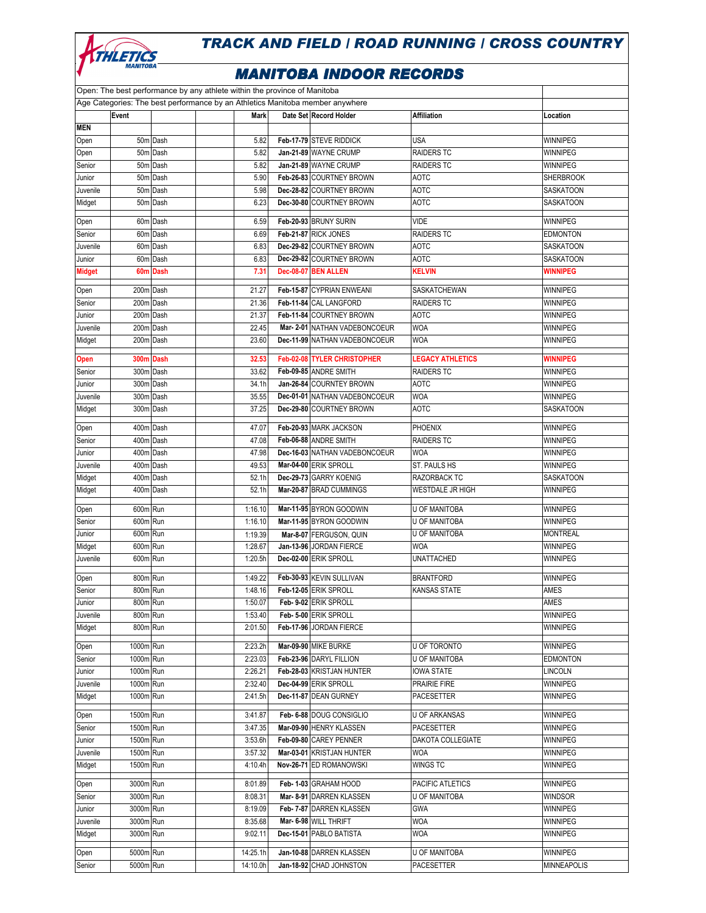# TRACK AND FIELD / ROAD RUNNING / CROSS COUNTRY

## MANITOBA INDOOR RECORDS

Open: The best performance by any athlete within the province of Manitoba

Age Categories: The best performance by an Athletics Manitoba member anywhere

| | Event | | | Mark | Date Set | Record Holder | Affiliation | Location |
|---|---|---|---|---|---|---|---|---|
| **MEN** | | | | | | | | |
| Open | 50m | Dash | | 5.82 | Feb-17-79 | STEVE RIDDICK | USA | WINNIPEG |
| Open | 50m | Dash | | 5.82 | Jan-21-89 | WAYNE CRUMP | RAIDERS TC | WINNIPEG |
| Senior | 50m | Dash | | 5.82 | Jan-21-89 | WAYNE CRUMP | RAIDERS TC | WINNIPEG |
| Junior | 50m | Dash | | 5.90 | Feb-26-83 | COURTNEY BROWN | AOTC | SHERBROOK |
| Juvenile | 50m | Dash | | 5.98 | Dec-28-82 | COURTNEY BROWN | AOTC | SASKATOON |
| Midget | 50m | Dash | | 6.23 | Dec-30-80 | COURTNEY BROWN | AOTC | SASKATOON |
| Open | 60m | Dash | | 6.59 | Feb-20-93 | BRUNY SURIN | VIDE | WINNIPEG |
| Senior | 60m | Dash | | 6.69 | Feb-21-87 | RICK JONES | RAIDERS TC | EDMONTON |
| Juvenile | 60m | Dash | | 6.83 | Dec-29-82 | COURTNEY BROWN | AOTC | SASKATOON |
| Junior | 60m | Dash | | 6.83 | Dec-29-82 | COURTNEY BROWN | AOTC | SASKATOON |
| **Midget** | **60m** | **Dash** | | **7.31** | **Dec-08-07** | **BEN ALLEN** | **KELVIN** | **WINNIPEG** |
| Open | 200m | Dash | | 21.27 | Feb-15-87 | CYPRIAN ENWEANI | SASKATCHEWAN | WINNIPEG |
| Senior | 200m | Dash | | 21.36 | Feb-11-84 | CAL LANGFORD | RAIDERS TC | WINNIPEG |
| Junior | 200m | Dash | | 21.37 | Feb-11-84 | COURTNEY BROWN | AOTC | WINNIPEG |
| Juvenile | 200m | Dash | | 22.45 | Mar- 2-01 | NATHAN VADEBONCOEUR | WOA | WINNIPEG |
| Midget | 200m | Dash | | 23.60 | Dec-11-99 | NATHAN VADEBONCOEUR | WOA | WINNIPEG |
| **Open** | **300m** | **Dash** | | **32.53** | **Feb-02-08** | **TYLER CHRISTOPHER** | **LEGACY ATHLETICS** | **WINNIPEG** |
| Senior | 300m | Dash | | 33.62 | Feb-09-85 | ANDRE SMITH | RAIDERS TC | WINNIPEG |
| Junior | 300m | Dash | | 34.1h | Jan-26-84 | COURNTEY BROWN | AOTC | WINNIPEG |
| Juvenile | 300m | Dash | | 35.55 | Dec-01-01 | NATHAN VADEBONCOEUR | WOA | WINNIPEG |
| Midget | 300m | Dash | | 37.25 | Dec-29-80 | COURTNEY BROWN | AOTC | SASKATOON |
| Open | 400m | Dash | | 47.07 | Feb-20-93 | MARK JACKSON | PHOENIX | WINNIPEG |
| Senior | 400m | Dash | | 47.08 | Feb-06-88 | ANDRE SMITH | RAIDERS TC | WINNIPEG |
| Junior | 400m | Dash | | 47.98 | Dec-16-03 | NATHAN VADEBONCOEUR | WOA | WINNIPEG |
| Juvenile | 400m | Dash | | 49.53 | Mar-04-00 | ERIK SPROLL | ST. PAULS HS | WINNIPEG |
| Midget | 400m | Dash | | 52.1h | Dec-29-73 | GARRY KOENIG | RAZORBACK TC | SASKATOON |
| Midget | 400m | Dash | | 52.1h | Mar-20-87 | BRAD CUMMINGS | WESTDALE JR HIGH | WINNIPEG |
| Open | 600m | Run | | 1:16.10 | Mar-11-95 | BYRON GOODWIN | U OF MANITOBA | WINNIPEG |
| Senior | 600m | Run | | 1:16.10 | Mar-11-95 | BYRON GOODWIN | U OF MANITOBA | WINNIPEG |
| Junior | 600m | Run | | 1:19.39 | Mar-8-07 | FERGUSON, QUIN | U OF MANITOBA | MONTREAL |
| Midget | 600m | Run | | 1:28.67 | Jan-13-96 | JORDAN FIERCE | WOA | WINNIPEG |
| Juvenile | 600m | Run | | 1:20.5h | Dec-02-00 | ERIK SPROLL | UNATTACHED | WINNIPEG |
| Open | 800m | Run | | 1:49.22 | Feb-30-93 | KEVIN SULLIVAN | BRANTFORD | WINNIPEG |
| Senior | 800m | Run | | 1:48.16 | Feb-12-05 | ERIK SPROLL | KANSAS STATE | AMES |
| Junior | 800m | Run | | 1:50.07 | Feb- 9-02 | ERIK SPROLL | | AMES |
| Juvenile | 800m | Run | | 1:53.40 | Feb- 5-00 | ERIK SPROLL | | WINNIPEG |
| Midget | 800m | Run | | 2:01.50 | Feb-17-96 | JORDAN FIERCE | | WINNIPEG |
| Open | 1000m | Run | | 2:23.2h | Mar-09-90 | MIKE BURKE | U OF TORONTO | WINNIPEG |
| Senior | 1000m | Run | | 2:23.03 | Feb-23-96 | DARYL FILLION | U OF MANITOBA | EDMONTON |
| Junior | 1000m | Run | | 2:26.21 | Feb-28-03 | KRISTJAN HUNTER | IOWA STATE | LINCOLN |
| Juvenile | 1000m | Run | | 2:32.40 | Dec-04-99 | ERIK SPROLL | PRAIRIE FIRE | WINNIPEG |
| Midget | 1000m | Run | | 2:41.5h | Dec-11-87 | DEAN GURNEY | PACESETTER | WINNIPEG |
| Open | 1500m | Run | | 3:41.87 | Feb- 6-88 | DOUG CONSIGLIO | U OF ARKANSAS | WINNIPEG |
| Senior | 1500m | Run | | 3:47.35 | Mar-09-90 | HENRY KLASSEN | PACESETTER | WINNIPEG |
| Junior | 1500m | Run | | 3:53.6h | Feb-09-80 | CAREY PENNER | DAKOTA COLLEGIATE | WINNIPEG |
| Juvenile | 1500m | Run | | 3:57.32 | Mar-03-01 | KRISTJAN HUNTER | WOA | WINNIPEG |
| Midget | 1500m | Run | | 4:10.4h | Nov-26-71 | ED ROMANOWSKI | WINGS TC | WINNIPEG |
| Open | 3000m | Run | | 8:01.89 | Feb- 1-03 | GRAHAM HOOD | PACIFIC ATLETICS | WINNIPEG |
| Senior | 3000m | Run | | 8:08.31 | Mar- 8-91 | DARREN KLASSEN | U OF MANITOBA | WINDSOR |
| Junior | 3000m | Run | | 8:19.09 | Feb- 7-87 | DARREN KLASSEN | GWA | WINNIPEG |
| Juvenile | 3000m | Run | | 8:35.68 | Mar- 6-98 | WILL THRIFT | WOA | WINNIPEG |
| Midget | 3000m | Run | | 9:02.11 | Dec-15-01 | PABLO BATISTA | WOA | WINNIPEG |
| Open | 5000m | Run | | 14:25.1h | Jan-10-88 | DARREN KLASSEN | U OF MANITOBA | WINNIPEG |
| Senior | 5000m | Run | | 14:10.0h | Jan-18-92 | CHAD JOHNSTON | PACESETTER | MINNEAPOLIS |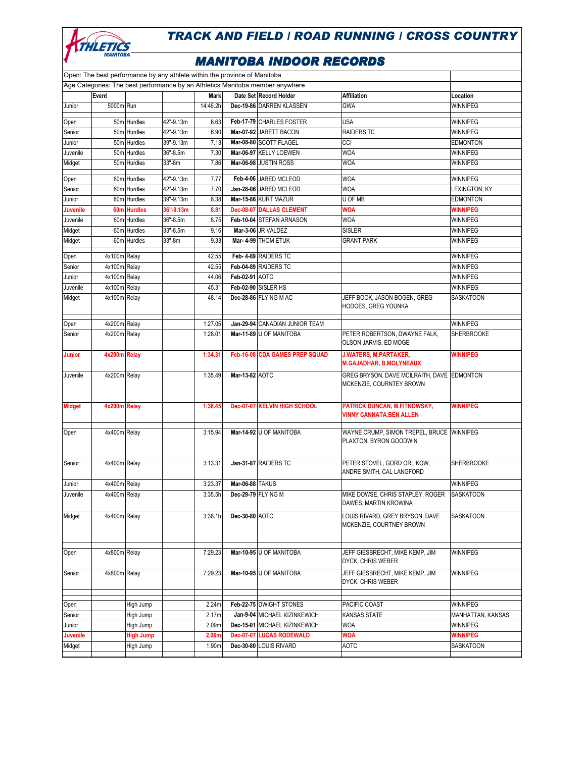# TRACK AND FIELD / ROAD RUNNING / CROSS COUNTRY

## MANITOBA INDOOR RECORDS

Open: The best performance by any athlete within the province of Manitoba

Age Categories: The best performance by an Athletics Manitoba member anywhere

| | Event | | | Mark | Date Set | Record Holder | Affiliation | Location |
|---|---|---|---|---|---|---|---|---|
| Junior | 5000m | Run | | 14:46.2h | Dec-19-86 | DARREN KLASSEN | GWA | WINNIPEG |
| | | | | | | | | |
| Open | 50m | Hurdles | 42"-9.13m | 6.63 | Feb-17-79 | CHARLES FOSTER | USA | WINNIPEG |
| Senior | 50m | Hurdles | 42"-9.13m | 6.90 | Mar-07-92 | JARETT BACON | RAIDERS TC | WINNIPEG |
| Junior | 50m | Hurdles | 39"-9.13m | 7.13 | Mar-08-80 | SCOTT FLAGEL | CCI | EDMONTON |
| Juvenile | 50m | Hurdles | 36"-8.5m | 7.30 | Mar-06-97 | KELLY LOEWEN | WOA | WINNIPEG |
| Midget | 50m | Hurdles | 33"-8m | 7.86 | Mar-06-98 | JUSTIN ROSS | WOA | WINNIPEG |
| | | | | | | | | |
| Open | 60m | Hurdles | 42"-9.13m | 7.77 | Feb-4-06 | JARED MCLEOD | WOA | WINNIPEG |
| Senior | 60m | Hurdles | 42"-9.13m | 7.70 | Jan-28-06 | JARED MCLEOD | WOA | LEXINGTON, KY |
| Junior | 60m | Hurdles | 39"-9.13m | 8.38 | Mar-15-86 | KURT MAZUR | U OF MB | EDMONTON |
| **Juvenile** | **60m** | **Hurdles** | **36"-9.13m** | **8.81** | **Dec-08-07** | **DALLAS CLEMENT** | **WOA** | **WINNIPEG** |
| Juvenile | 60m | Hurdles | 36"-8.5m | 8.75 | Feb-10-04 | STEFAN ARNASON | WOA | WINNIPEG |
| Midget | 60m | Hurdles | 33"-8.5m | 9.16 | Mar-3-06 | JR VALDEZ | SISLER | WINNIPEG |
| Midget | 60m | Hurdles | 33"-8m | 9.33 | Mar- 4-99 | THOM ETUK | GRANT PARK | WINNIPEG |
| | | | | | | | | |
| Open | 4x100m | Relay | | 42.55 | Feb- 4-89 | RAIDERS TC | | WINNIPEG |
| Senior | 4x100m | Relay | | 42.55 | Feb-04-89 | RAIDERS TC | | WINNIPEG |
| Junior | 4x100m | Relay | | 44.06 | Feb-02-91 | AOTC | | WINNIPEG |
| Juvenile | 4x100m | Relay | | 45.31 | Feb-02-90 | SISLER HS | | WINNIPEG |
| Midget | 4x100m | Relay | | 48.14 | Dec-28-86 | FLYING M AC | JEFF BOOK, JASON BOGEN, GREG HODGES, GREG YOUNKA | SASKATOON |
| | | | | | | | | |
| Open | 4x200m | Relay | | 1:27.05 | Jan-29-94 | CANADIAN JUNIOR TEAM | | WINNIPEG |
| Senior | 4x200m | Relay | | 1:28.01 | Mar-11-89 | U OF MANITOBA | PETER ROBERTSON, DWAYNE FALK, OLSON JARVIS, ED MOGE | SHERBROOKE |
| **Junior** | **4x200m** | **Relay** | | **1:34.31** | **Feb-16-08** | **CDA GAMES PREP SQUAD** | **J.WATERS, M.PARTAKER, M.GAJADHAR, B.MOLYNEAUX** | **WINNIPEG** |
| Juvenile | 4x200m | Relay | | 1:35.49 | Mar-13-82 | AOTC | GREG BRYSON, DAVE MCILRAITH, DAVE MCKENZIE, COURNTEY BROWN | EDMONTON |
| **Midget** | **4x200m** | **Relay** | | **1:38.45** | **Dec-07-07** | **KELVIN HIGH SCHOOL** | **PATRICK DUNCAN, M.FITKOWSKY, VINNY CANNATA,BEN ALLEN** | **WINNIPEG** |
| | | | | | | | | |
| Open | 4x400m | Relay | | 3:15.94 | Mar-14-92 | U OF MANITOBA | WAYNE CRUMP, SIMON TREPEL, BRUCE PLAXTON, BYRON GOODWIN | WINNIPEG |
| Senior | 4x400m | Relay | | 3:13.31 | Jan-31-87 | RAIDERS TC | PETER STOVEL, GORD ORLIKOW, ANDRE SMITH, CAL LANGFORD | SHERBROOKE |
| Junior | 4x400m | Relay | | 3:23.37 | Mar-06-88 | TAKUS | | WINNIPEG |
| Juvenile | 4x400m | Relay | | 3:35.5h | Dec-29-79 | FLYING M | MIKE DOWSE, CHRIS STAPLEY, ROGER DAWES, MARTIN KROWINA | SASKATOON |
| Midget | 4x400m | Relay | | 3:38.1h | Dec-30-80 | AOTC | LOUIS RIVARD, GREY BRYSON, DAVE MCKENZIE, COURTNEY BROWN | SASKATOON |
| | | | | | | | | |
| Open | 4x800m | Relay | | 7:29.23 | Mar-10-95 | U OF MANITOBA | JEFF GIESBRECHT, MIKE KEMP, JIM DYCK, CHRIS WEBER | WINNIPEG |
| Senior | 4x800m | Relay | | 7:29.23 | Mar-10-95 | U OF MANITOBA | JEFF GIESBRECHT, MIKE KEMP, JIM DYCK, CHRIS WEBER | WINNIPEG |
| | | | | | | | | |
| Open | | High Jump | | 2.24m | Feb-22-75 | DWIGHT STONES | PACIFIC COAST | WINNIPEG |
| Senior | | High Jump | | 2.17m | Jan-9-04 | MICHAEL KIZINKEWICH | KANSAS STATE | MANHATTAN, KANSAS |
| Junior | | High Jump | | 2.09m | Dec-15-01 | MICHAEL KIZINKEWICH | WOA | WINNIPEG |
| **Juvenile** | | **High Jump** | | **2.06m** | **Dec-07-07** | **LUCAS RODEWALD** | **WOA** | **WINNIPEG** |
| Midget | | High Jump | | 1.90m | Dec-30-80 | LOUIS RIVARD | AOTC | SASKATOON |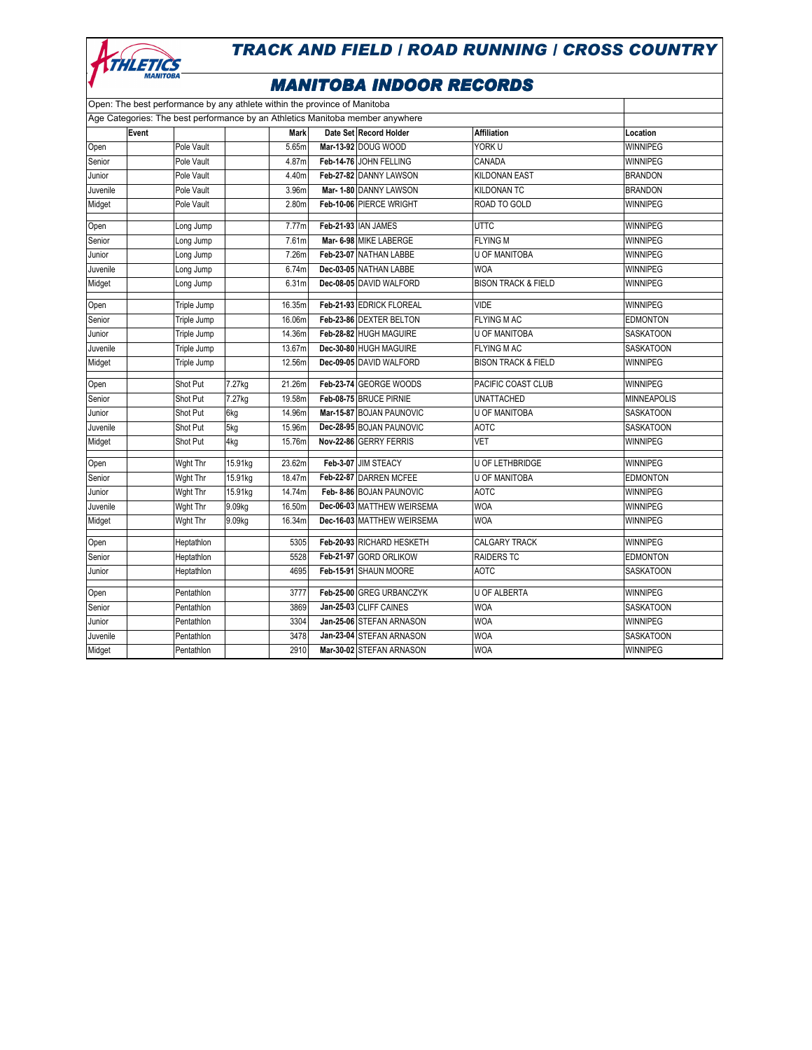# TRACK AND FIELD / ROAD RUNNING / CROSS COUNTRY

## MANITOBA INDOOR RECORDS

Open: The best performance by any athlete within the province of Manitoba

Age Categories: The best performance by an Athletics Manitoba member anywhere

| | Event | | | Mark | Date Set | Record Holder | Affiliation | Location |
|---|---|---|---|---|---|---|---|---|
| Open | | Pole Vault | | 5.65m | Mar-13-92 | DOUG WOOD | YORK U | WINNIPEG |
| Senior | | Pole Vault | | 4.87m | Feb-14-76 | JOHN FELLING | CANADA | WINNIPEG |
| Junior | | Pole Vault | | 4.40m | Feb-27-82 | DANNY LAWSON | KILDONAN EAST | BRANDON |
| Juvenile | | Pole Vault | | 3.96m | Mar- 1-80 | DANNY LAWSON | KILDONAN TC | BRANDON |
| Midget | | Pole Vault | | 2.80m | Feb-10-06 | PIERCE WRIGHT | ROAD TO GOLD | WINNIPEG |
| | | | | | | | | |
| Open | | Long Jump | | 7.77m | Feb-21-93 | IAN JAMES | UTTC | WINNIPEG |
| Senior | | Long Jump | | 7.61m | Mar- 6-98 | MIKE LABERGE | FLYING M | WINNIPEG |
| Junior | | Long Jump | | 7.26m | Feb-23-07 | NATHAN LABBE | U OF MANITOBA | WINNIPEG |
| Juvenile | | Long Jump | | 6.74m | Dec-03-05 | NATHAN LABBE | WOA | WINNIPEG |
| Midget | | Long Jump | | 6.31m | Dec-08-05 | DAVID WALFORD | BISON TRACK & FIELD | WINNIPEG |
| | | | | | | | | |
| Open | | Triple Jump | | 16.35m | Feb-21-93 | EDRICK FLOREAL | VIDE | WINNIPEG |
| Senior | | Triple Jump | | 16.06m | Feb-23-86 | DEXTER BELTON | FLYING M AC | EDMONTON |
| Junior | | Triple Jump | | 14.36m | Feb-28-82 | HUGH MAGUIRE | U OF MANITOBA | SASKATOON |
| Juvenile | | Triple Jump | | 13.67m | Dec-30-80 | HUGH MAGUIRE | FLYING M AC | SASKATOON |
| Midget | | Triple Jump | | 12.56m | Dec-09-05 | DAVID WALFORD | BISON TRACK & FIELD | WINNIPEG |
| | | | | | | | | |
| Open | | Shot Put | 7.27kg | 21.26m | Feb-23-74 | GEORGE WOODS | PACIFIC COAST CLUB | WINNIPEG |
| Senior | | Shot Put | 7.27kg | 19.58m | Feb-08-75 | BRUCE PIRNIE | UNATTACHED | MINNEAPOLIS |
| Junior | | Shot Put | 6kg | 14.96m | Mar-15-87 | BOJAN PAUNOVIC | U OF MANITOBA | SASKATOON |
| Juvenile | | Shot Put | 5kg | 15.96m | Dec-28-95 | BOJAN PAUNOVIC | AOTC | SASKATOON |
| Midget | | Shot Put | 4kg | 15.76m | Nov-22-86 | GERRY FERRIS | VET | WINNIPEG |
| | | | | | | | | |
| Open | | Wght Thr | 15.91kg | 23.62m | Feb-3-07 | JIM STEACY | U OF LETHBRIDGE | WINNIPEG |
| Senior | | Wght Thr | 15.91kg | 18.47m | Feb-22-87 | DARREN MCFEE | U OF MANITOBA | EDMONTON |
| Junior | | Wght Thr | 15.91kg | 14.74m | Feb- 8-86 | BOJAN PAUNOVIC | AOTC | WINNIPEG |
| Juvenile | | Wght Thr | 9.09kg | 16.50m | Dec-06-03 | MATTHEW WEIRSEMA | WOA | WINNIPEG |
| Midget | | Wght Thr | 9.09kg | 16.34m | Dec-16-03 | MATTHEW WEIRSEMA | WOA | WINNIPEG |
| | | | | | | | | |
| Open | | Heptathlon | | 5305 | Feb-20-93 | RICHARD HESKETH | CALGARY TRACK | WINNIPEG |
| Senior | | Heptathlon | | 5528 | Feb-21-97 | GORD ORLIKOW | RAIDERS TC | EDMONTON |
| Junior | | Heptathlon | | 4695 | Feb-15-91 | SHAUN MOORE | AOTC | SASKATOON |
| | | | | | | | | |
| Open | | Pentathlon | | 3777 | Feb-25-00 | GREG URBANCZYK | U OF ALBERTA | WINNIPEG |
| Senior | | Pentathlon | | 3869 | Jan-25-03 | CLIFF CAINES | WOA | SASKATOON |
| Junior | | Pentathlon | | 3304 | Jan-25-06 | STEFAN ARNASON | WOA | WINNIPEG |
| Juvenile | | Pentathlon | | 3478 | Jan-23-04 | STEFAN ARNASON | WOA | SASKATOON |
| Midget | | Pentathlon | | 2910 | Mar-30-02 | STEFAN ARNASON | WOA | WINNIPEG |